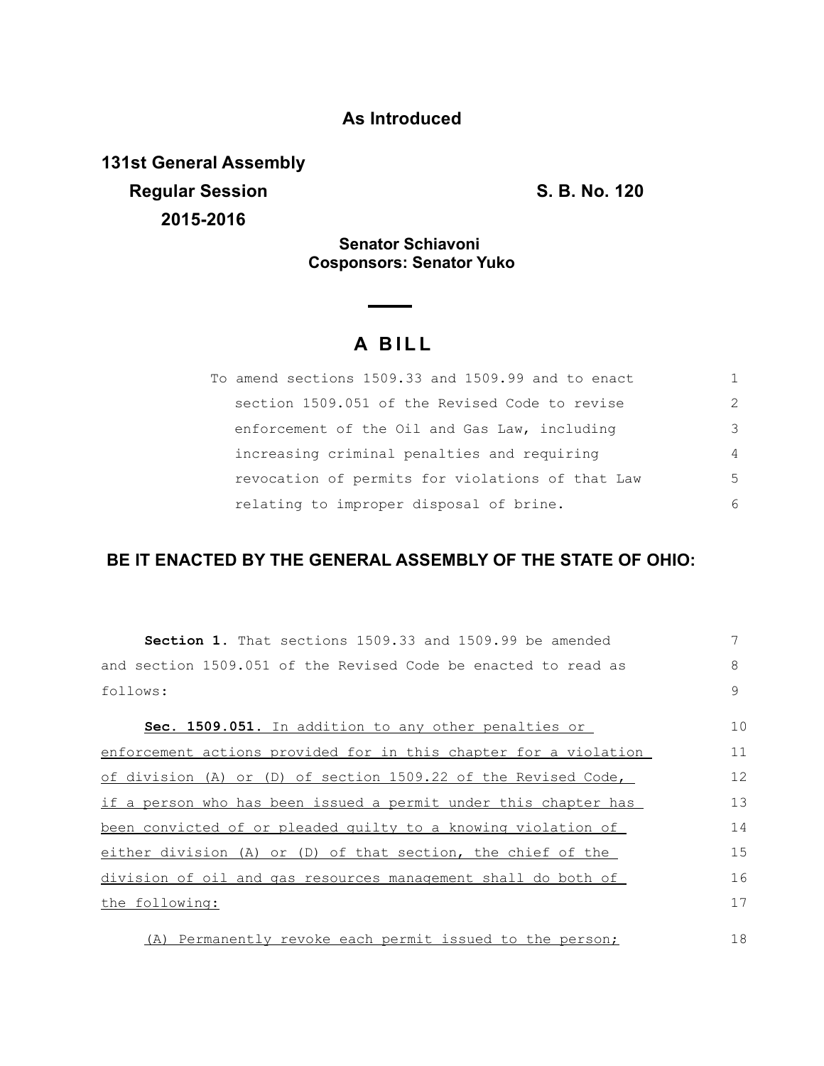## As Introduced

**131st General Assembly**
**Regular Session** **S. B. No. 120**
**2015-2016**

**Senator Schiavoni**
**Cosponsors: Senator Yuko**

# A BILL

To amend sections 1509.33 and 1509.99 and to enact section 1509.051 of the Revised Code to revise enforcement of the Oil and Gas Law, including increasing criminal penalties and requiring revocation of permits for violations of that Law relating to improper disposal of brine.

## BE IT ENACTED BY THE GENERAL ASSEMBLY OF THE STATE OF OHIO:

**Section 1.** That sections 1509.33 and 1509.99 be amended and section 1509.051 of the Revised Code be enacted to read as follows:

**Sec. 1509.051.** In addition to any other penalties or enforcement actions provided for in this chapter for a violation of division (A) or (D) of section 1509.22 of the Revised Code, if a person who has been issued a permit under this chapter has been convicted of or pleaded guilty to a knowing violation of either division (A) or (D) of that section, the chief of the division of oil and gas resources management shall do both of the following:

(A) Permanently revoke each permit issued to the person;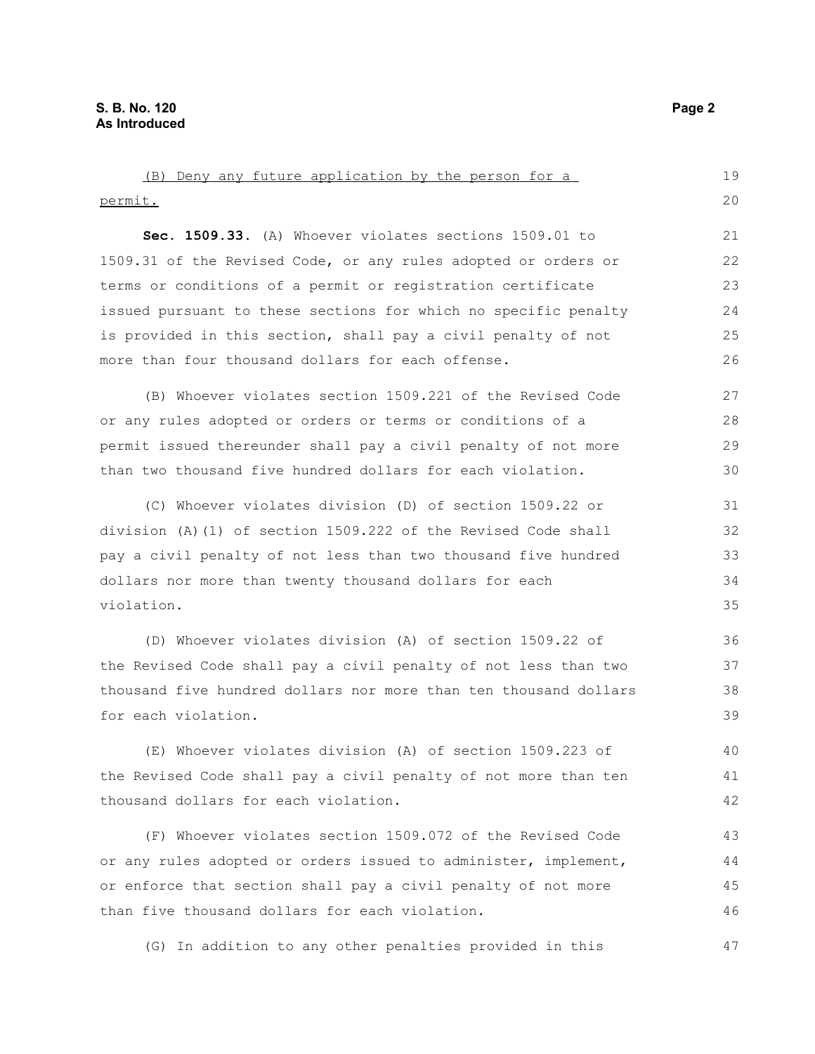<u>(B) Deny any future application by the person for a permit.</u>

**Sec. 1509.33.** (A) Whoever violates sections 1509.01 to 1509.31 of the Revised Code, or any rules adopted or orders or terms or conditions of a permit or registration certificate issued pursuant to these sections for which no specific penalty is provided in this section, shall pay a civil penalty of not more than four thousand dollars for each offense.

(B) Whoever violates section 1509.221 of the Revised Code or any rules adopted or orders or terms or conditions of a permit issued thereunder shall pay a civil penalty of not more than two thousand five hundred dollars for each violation.

(C) Whoever violates division (D) of section 1509.22 or division (A)(1) of section 1509.222 of the Revised Code shall pay a civil penalty of not less than two thousand five hundred dollars nor more than twenty thousand dollars for each violation.

(D) Whoever violates division (A) of section 1509.22 of the Revised Code shall pay a civil penalty of not less than two thousand five hundred dollars nor more than ten thousand dollars for each violation.

(E) Whoever violates division (A) of section 1509.223 of the Revised Code shall pay a civil penalty of not more than ten thousand dollars for each violation.

(F) Whoever violates section 1509.072 of the Revised Code or any rules adopted or orders issued to administer, implement, or enforce that section shall pay a civil penalty of not more than five thousand dollars for each violation.

(G) In addition to any other penalties provided in this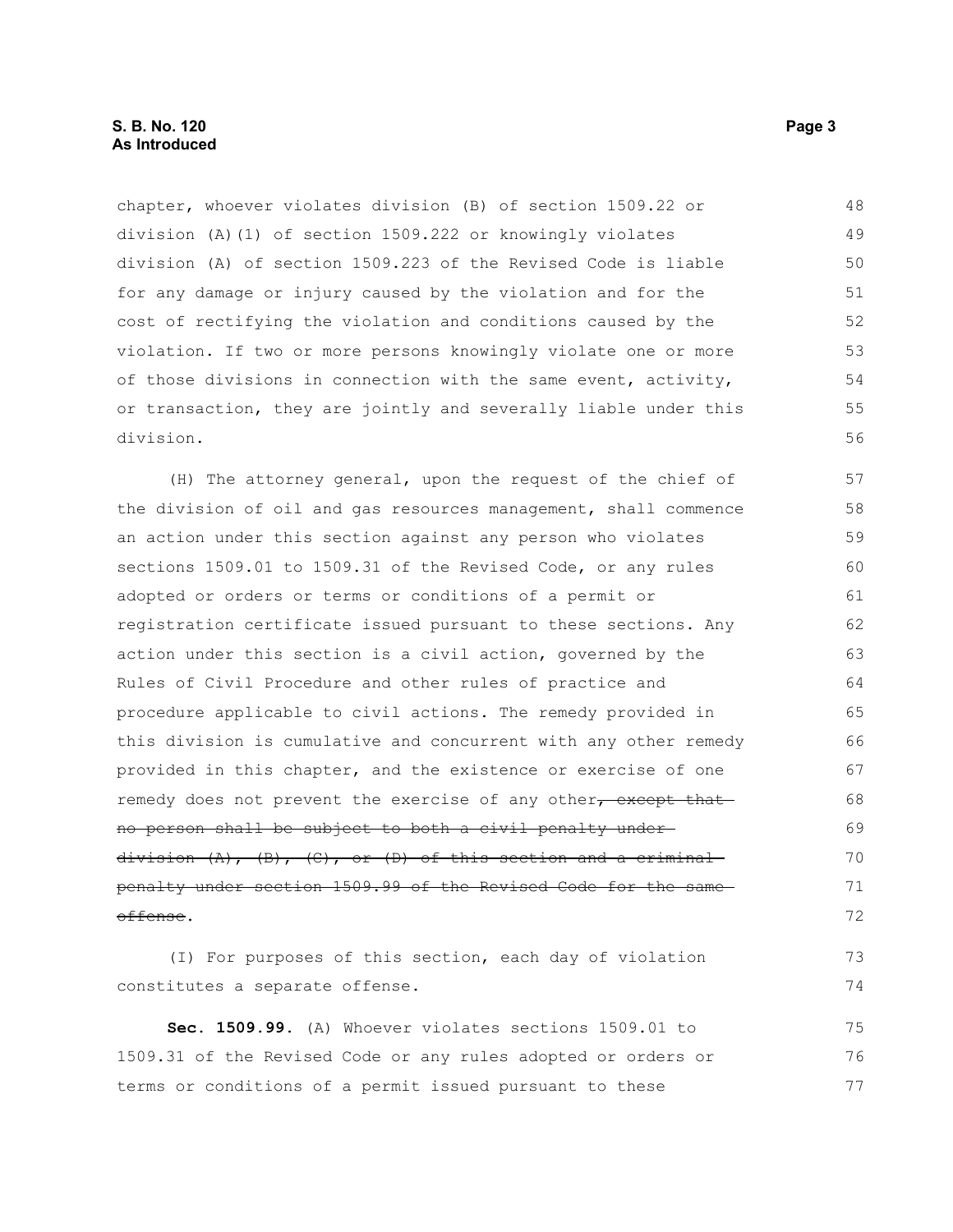chapter, whoever violates division (B) of section 1509.22 or division (A)(1) of section 1509.222 or knowingly violates division (A) of section 1509.223 of the Revised Code is liable for any damage or injury caused by the violation and for the cost of rectifying the violation and conditions caused by the violation. If two or more persons knowingly violate one or more of those divisions in connection with the same event, activity, or transaction, they are jointly and severally liable under this division.

(H) The attorney general, upon the request of the chief of the division of oil and gas resources management, shall commence an action under this section against any person who violates sections 1509.01 to 1509.31 of the Revised Code, or any rules adopted or orders or terms or conditions of a permit or registration certificate issued pursuant to these sections. Any action under this section is a civil action, governed by the Rules of Civil Procedure and other rules of practice and procedure applicable to civil actions. The remedy provided in this division is cumulative and concurrent with any other remedy provided in this chapter, and the existence or exercise of one remedy does not prevent the exercise of any other~~, except that no person shall be subject to both a civil penalty under division (A), (B), (C), or (D) of this section and a criminal penalty under section 1509.99 of the Revised Code for the same offense~~.

(I) For purposes of this section, each day of violation constitutes a separate offense.

**Sec. 1509.99.** (A) Whoever violates sections 1509.01 to 1509.31 of the Revised Code or any rules adopted or orders or terms or conditions of a permit issued pursuant to these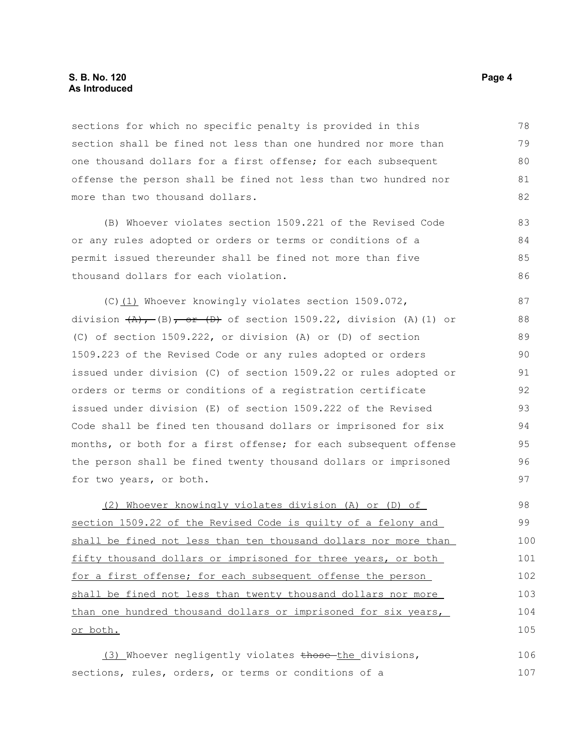sections for which no specific penalty is provided in this section shall be fined not less than one hundred nor more than one thousand dollars for a first offense; for each subsequent offense the person shall be fined not less than two hundred nor more than two thousand dollars.

(B) Whoever violates section 1509.221 of the Revised Code or any rules adopted or orders or terms or conditions of a permit issued thereunder shall be fined not more than five thousand dollars for each violation.

(C)<u>(1)</u> Whoever knowingly violates section 1509.072, division ~~(A),~~ (B)~~, or (D)~~ of section 1509.22, division (A)(1) or (C) of section 1509.222, or division (A) or (D) of section 1509.223 of the Revised Code or any rules adopted or orders issued under division (C) of section 1509.22 or rules adopted or orders or terms or conditions of a registration certificate issued under division (E) of section 1509.222 of the Revised Code shall be fined ten thousand dollars or imprisoned for six months, or both for a first offense; for each subsequent offense the person shall be fined twenty thousand dollars or imprisoned for two years, or both.

<u>(2) Whoever knowingly violates division (A) or (D) of section 1509.22 of the Revised Code is guilty of a felony and shall be fined not less than ten thousand dollars nor more than fifty thousand dollars or imprisoned for three years, or both for a first offense; for each subsequent offense the person shall be fined not less than twenty thousand dollars nor more than one hundred thousand dollars or imprisoned for six years, or both.</u>

<u>(3)</u> Whoever negligently violates ~~those~~ <u>the</u> divisions, sections, rules, orders, or terms or conditions of a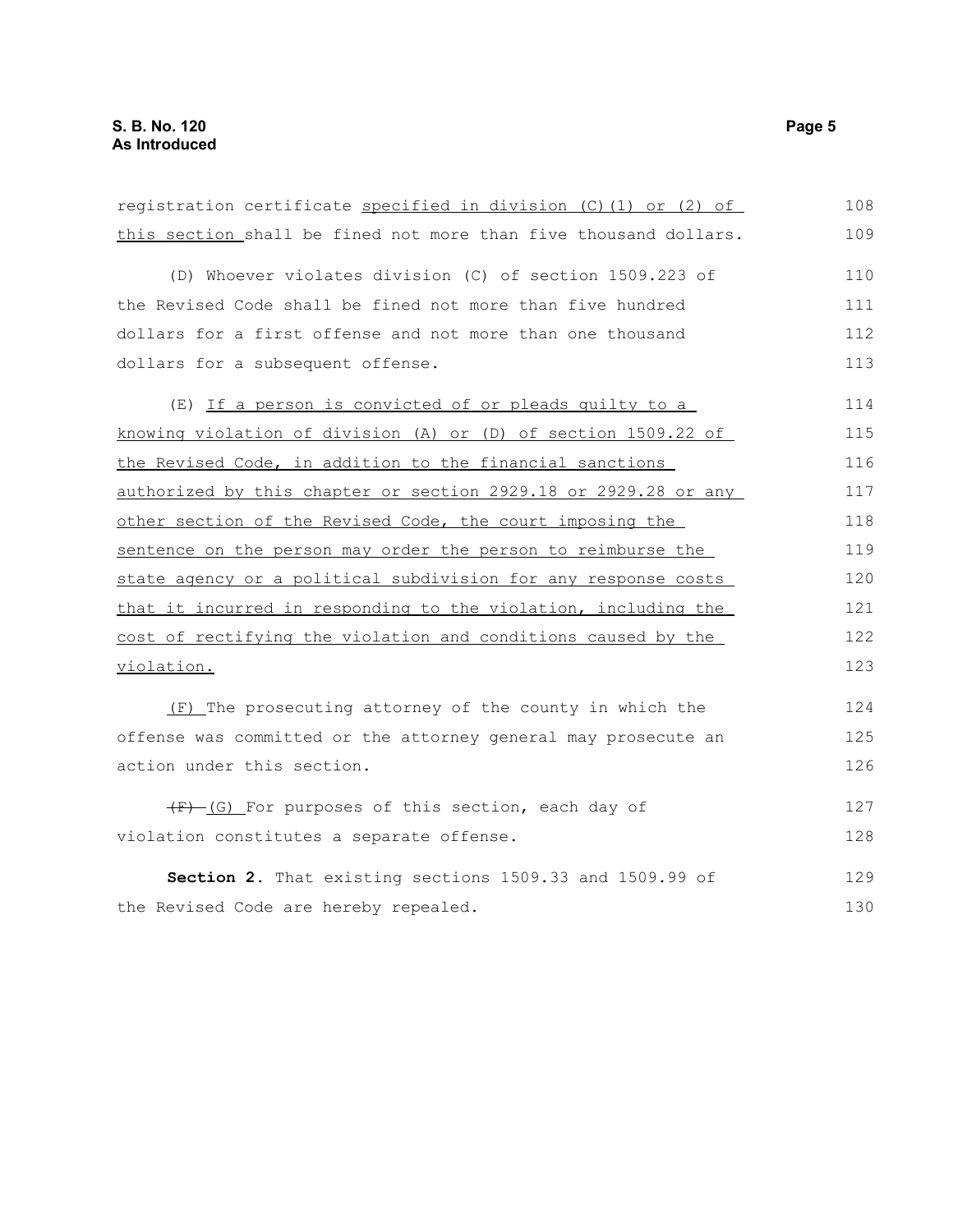registration certificate specified in division (C)(1) or (2) of this section shall be fined not more than five thousand dollars.

(D) Whoever violates division (C) of section 1509.223 of the Revised Code shall be fined not more than five hundred dollars for a first offense and not more than one thousand dollars for a subsequent offense.

(E) If a person is convicted of or pleads guilty to a knowing violation of division (A) or (D) of section 1509.22 of the Revised Code, in addition to the financial sanctions authorized by this chapter or section 2929.18 or 2929.28 or any other section of the Revised Code, the court imposing the sentence on the person may order the person to reimburse the state agency or a political subdivision for any response costs that it incurred in responding to the violation, including the cost of rectifying the violation and conditions caused by the violation.

(F) The prosecuting attorney of the county in which the offense was committed or the attorney general may prosecute an action under this section.

~~(F)~~ (G) For purposes of this section, each day of violation constitutes a separate offense.

**Section 2.** That existing sections 1509.33 and 1509.99 of the Revised Code are hereby repealed.